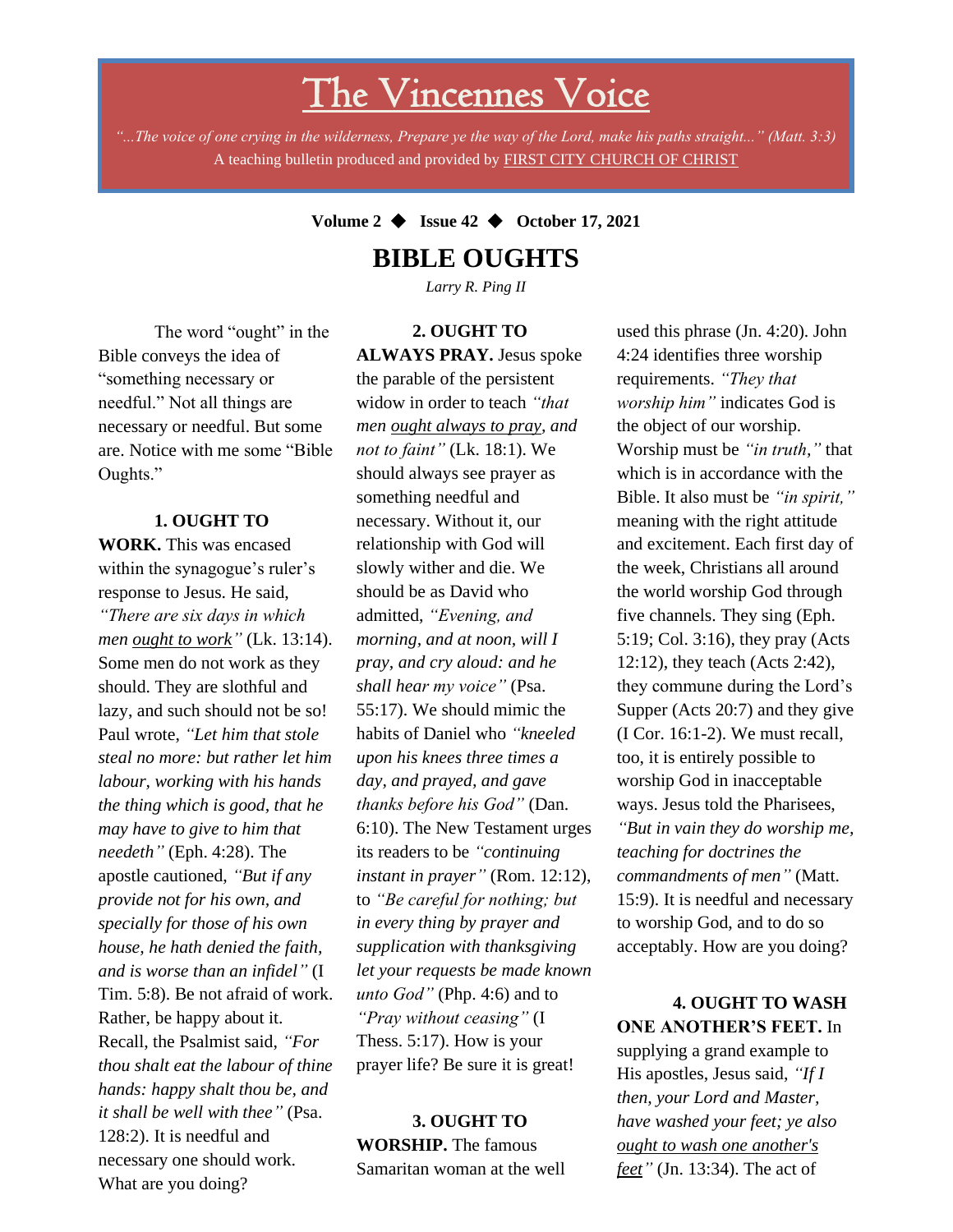# The Vincennes Voice

*"...The voice of one crying in the wilderness, Prepare ye the way of the Lord, make his paths straight..." (Matt. 3:3)*

A teaching bulletin produced and provided by FIRST CITY CHURCH OF CHRIST

**Volume 2 ◆ Issue 42 ◆ October 17, 2021**

## BIBLE OUGHTS

*Larry R. Ping II*

The word "ought" in the Bible conveys the idea of "something necessary or needful." Not all things are necessary or needful. But some are. Notice with me some "Bible Oughts."

**1. OUGHT TO WORK.** This was encased within the synagogue's ruler's response to Jesus. He said, *"There are six days in which men ought to work"* (Lk. 13:14). Some men do not work as they should. They are slothful and lazy, and such should not be so! Paul wrote, *"Let him that stole steal no more: but rather let him labour, working with his hands the thing which is good, that he may have to give to him that needeth"* (Eph. 4:28). The apostle cautioned, *"But if any provide not for his own, and specially for those of his own house, he hath denied the faith, and is worse than an infidel"* (I Tim. 5:8). Be not afraid of work. Rather, be happy about it. Recall, the Psalmist said, *"For thou shalt eat the labour of thine hands: happy shalt thou be, and it shall be well with thee"* (Psa. 128:2). It is needful and necessary one should work. What are you doing?

**2. OUGHT TO ALWAYS PRAY.** Jesus spoke the parable of the persistent widow in order to teach *"that men ought always to pray, and not to faint"* (Lk. 18:1). We should always see prayer as something needful and necessary. Without it, our relationship with God will slowly wither and die. We should be as David who admitted, *"Evening, and morning, and at noon, will I pray, and cry aloud: and he shall hear my voice"* (Psa. 55:17). We should mimic the habits of Daniel who *"kneeled upon his knees three times a day, and prayed, and gave thanks before his God"* (Dan. 6:10). The New Testament urges its readers to be *"continuing instant in prayer"* (Rom. 12:12), to *"Be careful for nothing; but in every thing by prayer and supplication with thanksgiving let your requests be made known unto God"* (Php. 4:6) and to *"Pray without ceasing"* (I Thess. 5:17). How is your prayer life? Be sure it is great!

**3. OUGHT TO WORSHIP.** The famous Samaritan woman at the well used this phrase (Jn. 4:20). John 4:24 identifies three worship requirements. *"They that worship him"* indicates God is the object of our worship. Worship must be *"in truth,"* that which is in accordance with the Bible. It also must be *"in spirit,"* meaning with the right attitude and excitement. Each first day of the week, Christians all around the world worship God through five channels. They sing (Eph. 5:19; Col. 3:16), they pray (Acts 12:12), they teach (Acts 2:42), they commune during the Lord's Supper (Acts 20:7) and they give (I Cor. 16:1-2). We must recall, too, it is entirely possible to worship God in inacceptable ways. Jesus told the Pharisees, *"But in vain they do worship me, teaching for doctrines the commandments of men"* (Matt. 15:9). It is needful and necessary to worship God, and to do so acceptably. How are you doing?

**4. OUGHT TO WASH ONE ANOTHER'S FEET.** In supplying a grand example to His apostles, Jesus said, *"If I then, your Lord and Master, have washed your feet; ye also ought to wash one another's feet"* (Jn. 13:34). The act of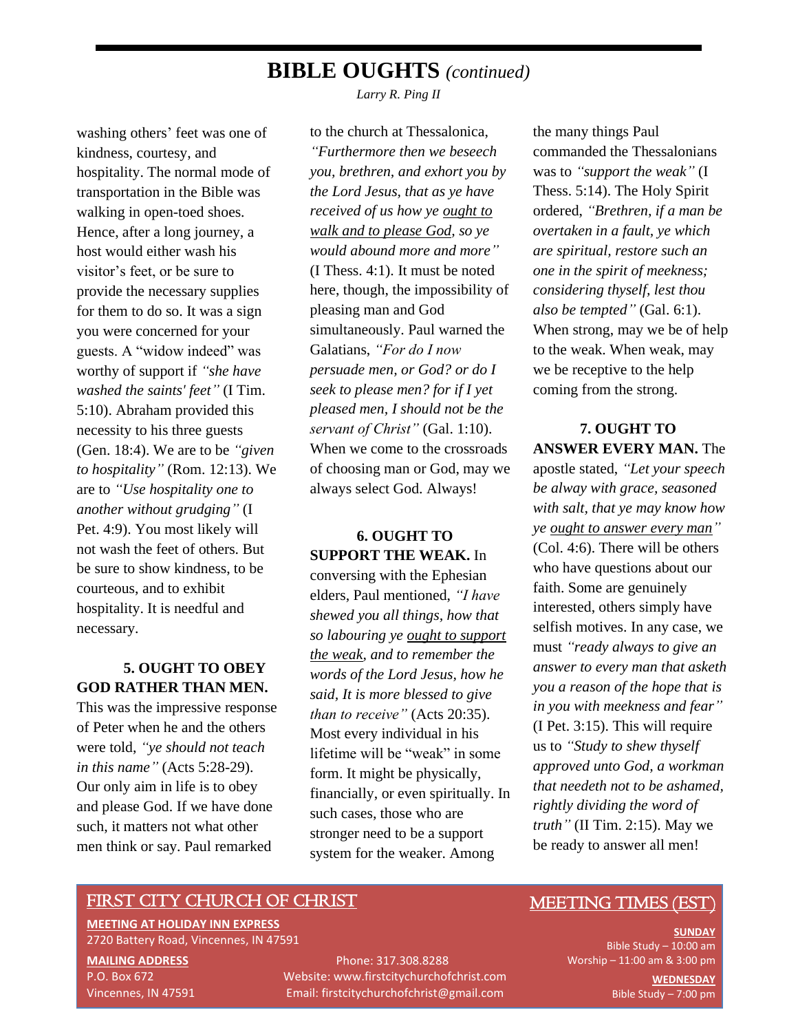# BIBLE OUGHTS *(continued)*

*Larry R. Ping II*

washing others' feet was one of kindness, courtesy, and hospitality. The normal mode of transportation in the Bible was walking in open-toed shoes. Hence, after a long journey, a host would either wash his visitor's feet, or be sure to provide the necessary supplies for them to do so. It was a sign you were concerned for your guests. A "widow indeed" was worthy of support if *"she have washed the saints' feet"* (I Tim. 5:10). Abraham provided this necessity to his three guests (Gen. 18:4). We are to be *"given to hospitality"* (Rom. 12:13). We are to *"Use hospitality one to another without grudging"* (I Pet. 4:9). You most likely will not wash the feet of others. But be sure to show kindness, to be courteous, and to exhibit hospitality. It is needful and necessary.

**5. OUGHT TO OBEY GOD RATHER THAN MEN.** This was the impressive response of Peter when he and the others were told, *"ye should not teach in this name"* (Acts 5:28-29). Our only aim in life is to obey and please God. If we have done such, it matters not what other men think or say. Paul remarked to the church at Thessalonica, *"Furthermore then we beseech you, brethren, and exhort you by the Lord Jesus, that as ye have received of us how ye <u>ought to walk and to please God</u>, so ye would abound more and more"* (I Thess. 4:1). It must be noted here, though, the impossibility of pleasing man and God simultaneously. Paul warned the Galatians, *"For do I now persuade men, or God? or do I seek to please men? for if I yet pleased men, I should not be the servant of Christ"* (Gal. 1:10). When we come to the crossroads of choosing man or God, may we always select God. Always!

**6. OUGHT TO SUPPORT THE WEAK.** In conversing with the Ephesian elders, Paul mentioned, *"I have shewed you all things, how that so labouring ye <u>ought to support the weak</u>, and to remember the words of the Lord Jesus, how he said, It is more blessed to give than to receive"* (Acts 20:35). Most every individual in his lifetime will be "weak" in some form. It might be physically, financially, or even spiritually. In such cases, those who are stronger need to be a support system for the weaker. Among the many things Paul commanded the Thessalonians was to *"support the weak"* (I Thess. 5:14). The Holy Spirit ordered, *"Brethren, if a man be overtaken in a fault, ye which are spiritual, restore such an one in the spirit of meekness; considering thyself, lest thou also be tempted"* (Gal. 6:1). When strong, may we be of help to the weak. When weak, may we be receptive to the help coming from the strong.

**7. OUGHT TO ANSWER EVERY MAN.** The apostle stated, *"Let your speech be alway with grace, seasoned with salt, that ye may know how ye <u>ought to answer every man</u>"* (Col. 4:6). There will be others who have questions about our faith. Some are genuinely interested, others simply have selfish motives. In any case, we must *"ready always to give an answer to every man that asketh you a reason of the hope that is in you with meekness and fear"* (I Pet. 3:15). This will require us to *"Study to shew thyself approved unto God, a workman that needeth not to be ashamed, rightly dividing the word of truth"* (II Tim. 2:15). May we be ready to answer all men!

## FIRST CITY CHURCH OF CHRIST

**MEETING AT HOLIDAY INN EXPRESS**
2720 Battery Road, Vincennes, IN 47591

**MAILING ADDRESS**
P.O. Box 672
Vincennes, IN 47591

Phone: 317.308.8288
Website: www.firstcitychurchofchrist.com
Email: firstcitychurchofchrist@gmail.com

## MEETING TIMES (EST)

**SUNDAY**
Bible Study – 10:00 am
Worship – 11:00 am & 3:00 pm

**WEDNESDAY**
Bible Study – 7:00 pm